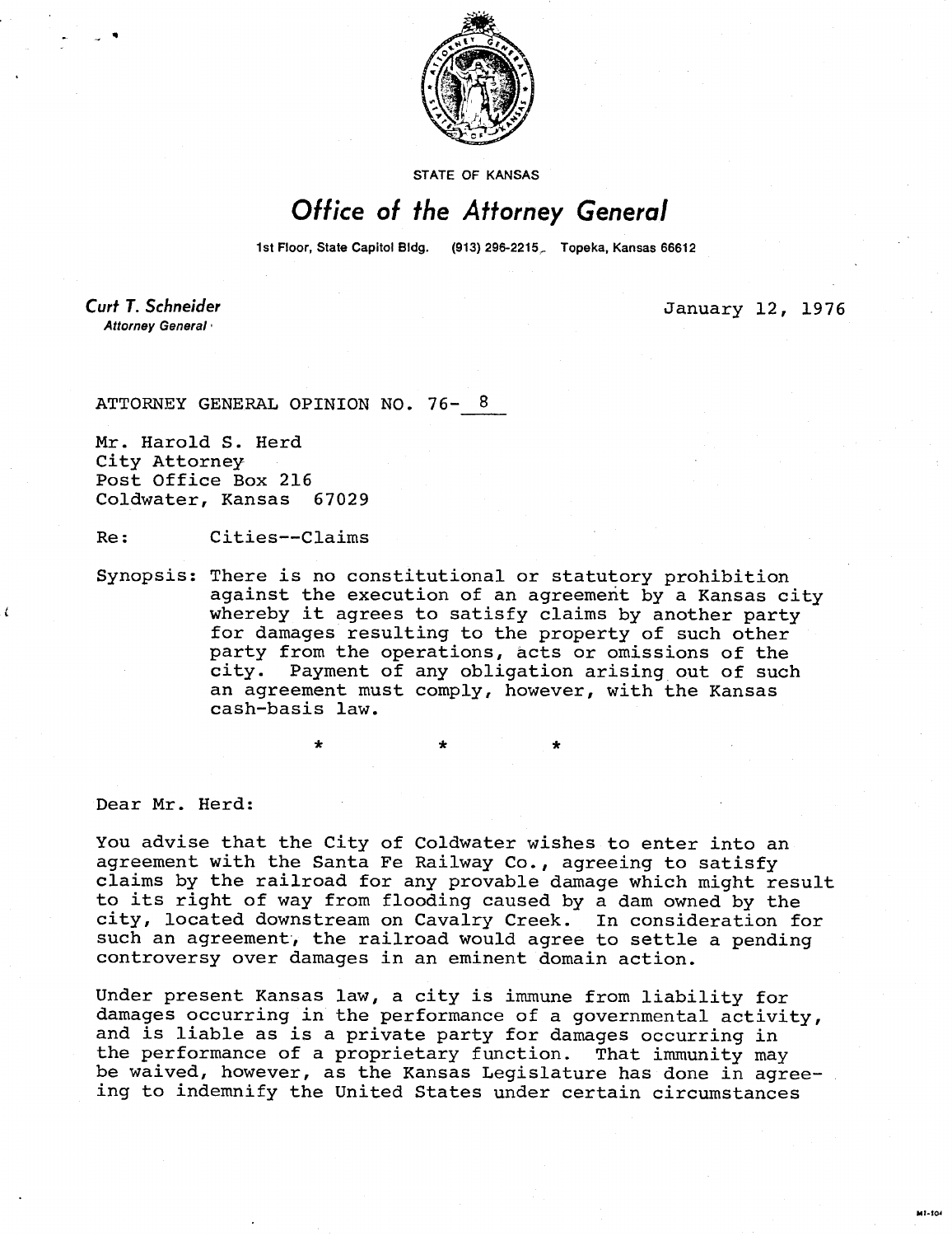STATE OF KANSAS

# *Office of the Attorney General*

1st Floor, State Capitol Bldg. (913) 296-2215 Topeka, Kansas 66612

*Curt T. Schneider*
*Attorney General*

January 12, 1976

ATTORNEY GENERAL OPINION NO. 76- 8

Mr. Harold S. Herd
City Attorney
Post Office Box 216
Coldwater, Kansas 67029

Re: Cities--Claims

Synopsis: There is no constitutional or statutory prohibition against the execution of an agreement by a Kansas city whereby it agrees to satisfy claims by another party for damages resulting to the property of such other party from the operations, acts or omissions of the city. Payment of any obligation arising out of such an agreement must comply, however, with the Kansas cash-basis law.

\* \* \*

Dear Mr. Herd:

You advise that the City of Coldwater wishes to enter into an agreement with the Santa Fe Railway Co., agreeing to satisfy claims by the railroad for any provable damage which might result to its right of way from flooding caused by a dam owned by the city, located downstream on Cavalry Creek. In consideration for such an agreement, the railroad would agree to settle a pending controversy over damages in an eminent domain action.

Under present Kansas law, a city is immune from liability for damages occurring in the performance of a governmental activity, and is liable as is a private party for damages occurring in the performance of a proprietary function. That immunity may be waived, however, as the Kansas Legislature has done in agreeing to indemnify the United States under certain circumstances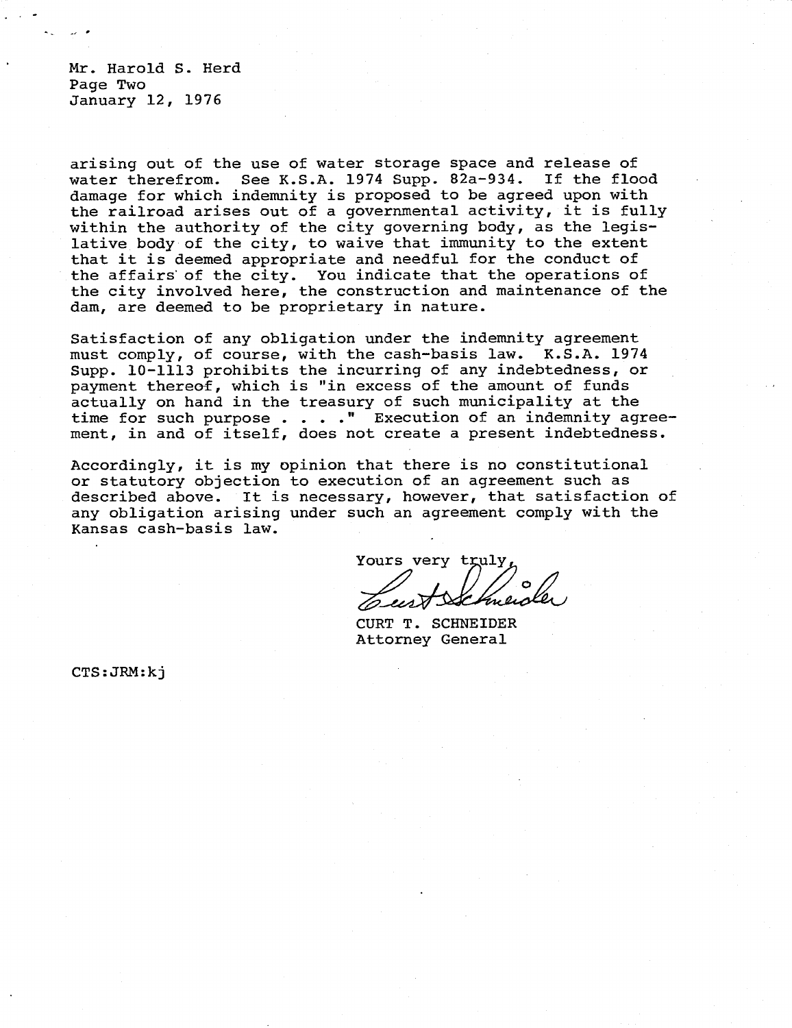Mr. Harold S. Herd
Page Two
January 12, 1976

arising out of the use of water storage space and release of water therefrom. See K.S.A. 1974 Supp. 82a-934. If the flood damage for which indemnity is proposed to be agreed upon with the railroad arises out of a governmental activity, it is fully within the authority of the city governing body, as the legislative body of the city, to waive that immunity to the extent that it is deemed appropriate and needful for the conduct of the affairs of the city. You indicate that the operations of the city involved here, the construction and maintenance of the dam, are deemed to be proprietary in nature.

Satisfaction of any obligation under the indemnity agreement must comply, of course, with the cash-basis law. K.S.A. 1974 Supp. 10-1113 prohibits the incurring of any indebtedness, or payment thereof, which is "in excess of the amount of funds actually on hand in the treasury of such municipality at the time for such purpose . . . ." Execution of an indemnity agreement, in and of itself, does not create a present indebtedness.

Accordingly, it is my opinion that there is no constitutional or statutory objection to execution of an agreement such as described above. It is necessary, however, that satisfaction of any obligation arising under such an agreement comply with the Kansas cash-basis law.

Yours very truly,

CURT T. SCHNEIDER
Attorney General

CTS:JRM:kj